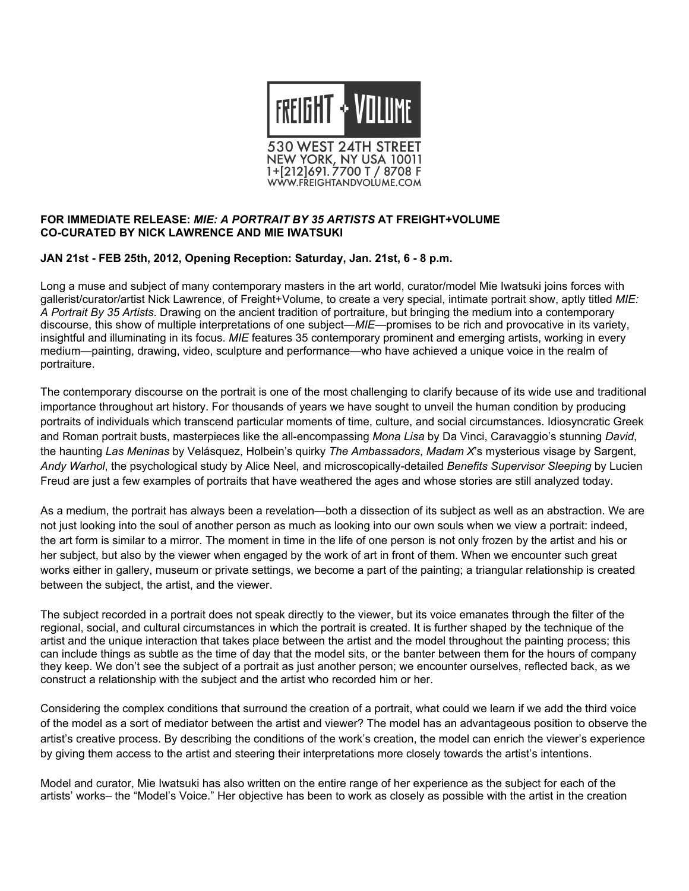FREIGHT + VOLUME

530 WEST 24TH STREET
NEW YORK, NY USA 10011
1+[212]691. 7700 T / 8708 F
WWW.FREIGHTANDVOLUME.COM

**FOR IMMEDIATE RELEASE: *MIE: A PORTRAIT BY 35 ARTISTS* AT FREIGHT+VOLUME**
**CO-CURATED BY NICK LAWRENCE AND MIE IWATSUKI**

**JAN 21st - FEB 25th, 2012, Opening Reception: Saturday, Jan. 21st, 6 - 8 p.m.**

Long a muse and subject of many contemporary masters in the art world, curator/model Mie Iwatsuki joins forces with gallerist/curator/artist Nick Lawrence, of Freight+Volume, to create a very special, intimate portrait show, aptly titled *MIE: A Portrait By 35 Artists*. Drawing on the ancient tradition of portraiture, but bringing the medium into a contemporary discourse, this show of multiple interpretations of one subject—*MIE*—promises to be rich and provocative in its variety, insightful and illuminating in its focus. *MIE* features 35 contemporary prominent and emerging artists, working in every medium—painting, drawing, video, sculpture and performance—who have achieved a unique voice in the realm of portraiture.

The contemporary discourse on the portrait is one of the most challenging to clarify because of its wide use and traditional importance throughout art history. For thousands of years we have sought to unveil the human condition by producing portraits of individuals which transcend particular moments of time, culture, and social circumstances. Idiosyncratic Greek and Roman portrait busts, masterpieces like the all-encompassing *Mona Lisa* by Da Vinci, Caravaggio's stunning *David*, the haunting *Las Meninas* by Velásquez, Holbein's quirky *The Ambassadors*, *Madam X*'s mysterious visage by Sargent, *Andy Warhol*, the psychological study by Alice Neel, and microscopically-detailed *Benefits Supervisor Sleeping* by Lucien Freud are just a few examples of portraits that have weathered the ages and whose stories are still analyzed today.

As a medium, the portrait has always been a revelation—both a dissection of its subject as well as an abstraction. We are not just looking into the soul of another person as much as looking into our own souls when we view a portrait: indeed, the art form is similar to a mirror. The moment in time in the life of one person is not only frozen by the artist and his or her subject, but also by the viewer when engaged by the work of art in front of them. When we encounter such great works either in gallery, museum or private settings, we become a part of the painting; a triangular relationship is created between the subject, the artist, and the viewer.

The subject recorded in a portrait does not speak directly to the viewer, but its voice emanates through the filter of the regional, social, and cultural circumstances in which the portrait is created. It is further shaped by the technique of the artist and the unique interaction that takes place between the artist and the model throughout the painting process; this can include things as subtle as the time of day that the model sits, or the banter between them for the hours of company they keep. We don't see the subject of a portrait as just another person; we encounter ourselves, reflected back, as we construct a relationship with the subject and the artist who recorded him or her.

Considering the complex conditions that surround the creation of a portrait, what could we learn if we add the third voice of the model as a sort of mediator between the artist and viewer? The model has an advantageous position to observe the artist's creative process. By describing the conditions of the work's creation, the model can enrich the viewer's experience by giving them access to the artist and steering their interpretations more closely towards the artist's intentions.

Model and curator, Mie Iwatsuki has also written on the entire range of her experience as the subject for each of the artists' works– the "Model's Voice." Her objective has been to work as closely as possible with the artist in the creation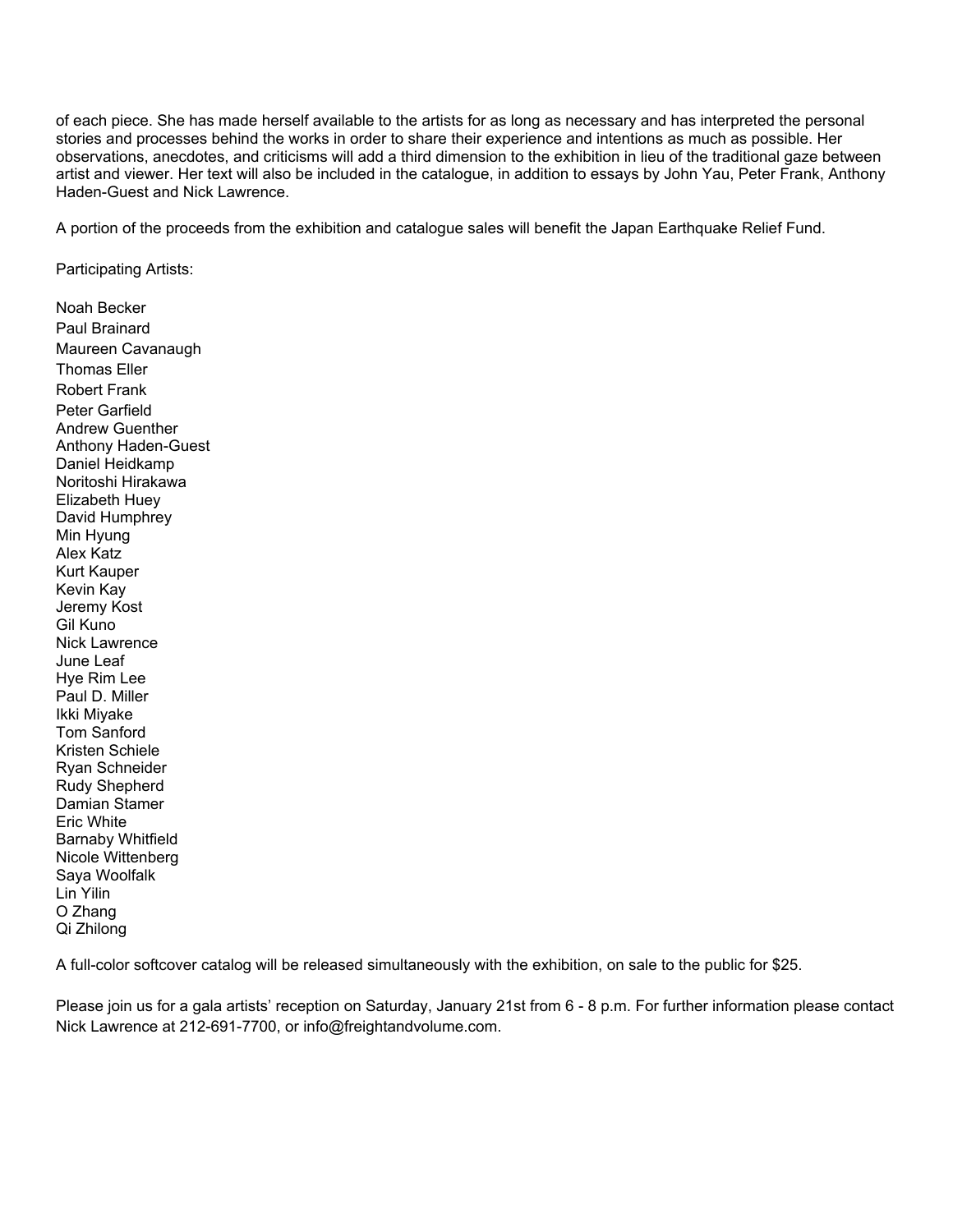of each piece. She has made herself available to the artists for as long as necessary and has interpreted the personal stories and processes behind the works in order to share their experience and intentions as much as possible. Her observations, anecdotes, and criticisms will add a third dimension to the exhibition in lieu of the traditional gaze between artist and viewer. Her text will also be included in the catalogue, in addition to essays by John Yau, Peter Frank, Anthony Haden-Guest and Nick Lawrence.

A portion of the proceeds from the exhibition and catalogue sales will benefit the Japan Earthquake Relief Fund.

Participating Artists:

Noah Becker
Paul Brainard
Maureen Cavanaugh
Thomas Eller
Robert Frank
Peter Garfield
Andrew Guenther
Anthony Haden-Guest
Daniel Heidkamp
Noritoshi Hirakawa
Elizabeth Huey
David Humphrey
Min Hyung
Alex Katz
Kurt Kauper
Kevin Kay
Jeremy Kost
Gil Kuno
Nick Lawrence
June Leaf
Hye Rim Lee
Paul D. Miller
Ikki Miyake
Tom Sanford
Kristen Schiele
Ryan Schneider
Rudy Shepherd
Damian Stamer
Eric White
Barnaby Whitfield
Nicole Wittenberg
Saya Woolfalk
Lin Yilin
O Zhang
Qi Zhilong

A full-color softcover catalog will be released simultaneously with the exhibition, on sale to the public for $25.

Please join us for a gala artists' reception on Saturday, January 21st from 6 - 8 p.m. For further information please contact Nick Lawrence at 212-691-7700, or info@freightandvolume.com.